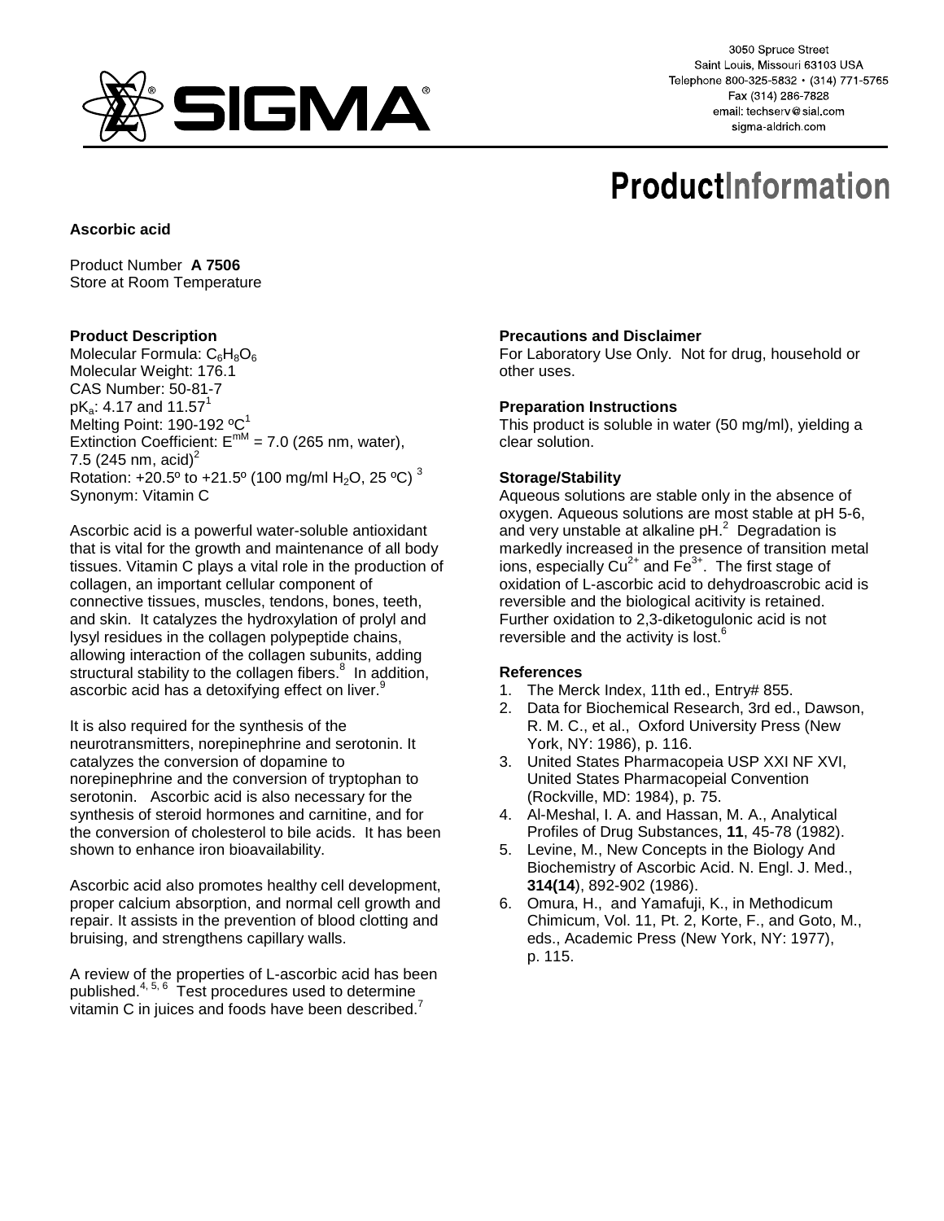3050 Spruce Street
Saint Louis, Missouri 63103 USA
Telephone 800-325-5832 • (314) 771-5765
Fax (314) 286-7828
email: techserv@sial.com
sigma-aldrich.com

# ProductInformation

**Ascorbic acid**

Product Number **A 7506**
Store at Room Temperature

### Product Description

Molecular Formula: $C_6H_8O_6$
Molecular Weight: 176.1
CAS Number: 50-81-7
$pK_a$: 4.17 and 11.57[1]
Melting Point: 190-192 ºC[1]
Extinction Coefficient: $E^{mM}$ = 7.0 (265 nm, water), 7.5 (245 nm, acid)[2]
Rotation: +20.5º to +21.5º (100 mg/ml $H_2O$, 25 ºC)[3]
Synonym: Vitamin C

Ascorbic acid is a powerful water-soluble antioxidant that is vital for the growth and maintenance of all body tissues. Vitamin C plays a vital role in the production of collagen, an important cellular component of connective tissues, muscles, tendons, bones, teeth, and skin. It catalyzes the hydroxylation of prolyl and lysyl residues in the collagen polypeptide chains, allowing interaction of the collagen subunits, adding structural stability to the collagen fibers.[8] In addition, ascorbic acid has a detoxifying effect on liver.[9]

It is also required for the synthesis of the neurotransmitters, norepinephrine and serotonin. It catalyzes the conversion of dopamine to norepinephrine and the conversion of tryptophan to serotonin. Ascorbic acid is also necessary for the synthesis of steroid hormones and carnitine, and for the conversion of cholesterol to bile acids. It has been shown to enhance iron bioavailability.

Ascorbic acid also promotes healthy cell development, proper calcium absorption, and normal cell growth and repair. It assists in the prevention of blood clotting and bruising, and strengthens capillary walls.

A review of the properties of L-ascorbic acid has been published.[4, 5, 6] Test procedures used to determine vitamin C in juices and foods have been described.[7]

### Precautions and Disclaimer

For Laboratory Use Only. Not for drug, household or other uses.

### Preparation Instructions

This product is soluble in water (50 mg/ml), yielding a clear solution.

### Storage/Stability

Aqueous solutions are stable only in the absence of oxygen. Aqueous solutions are most stable at pH 5-6, and very unstable at alkaline pH.[2] Degradation is markedly increased in the presence of transition metal ions, especially $Cu^{2+}$ and $Fe^{3+}$. The first stage of oxidation of L-ascorbic acid to dehydroascrobic acid is reversible and the biological acitivity is retained. Further oxidation to 2,3-diketogulonic acid is not reversible and the activity is lost.[6]

### References

1. The Merck Index, 11th ed., Entry# 855.
2. Data for Biochemical Research, 3rd ed., Dawson, R. M. C., et al., Oxford University Press (New York, NY: 1986), p. 116.
3. United States Pharmacopeia USP XXI NF XVI, United States Pharmacopeial Convention (Rockville, MD: 1984), p. 75.
4. Al-Meshal, I. A. and Hassan, M. A., Analytical Profiles of Drug Substances, **11**, 45-78 (1982).
5. Levine, M., New Concepts in the Biology And Biochemistry of Ascorbic Acid. N. Engl. J. Med., **314(14**), 892-902 (1986).
6. Omura, H., and Yamafuji, K., in Methodicum Chimicum, Vol. 11, Pt. 2, Korte, F., and Goto, M., eds., Academic Press (New York, NY: 1977), p. 115.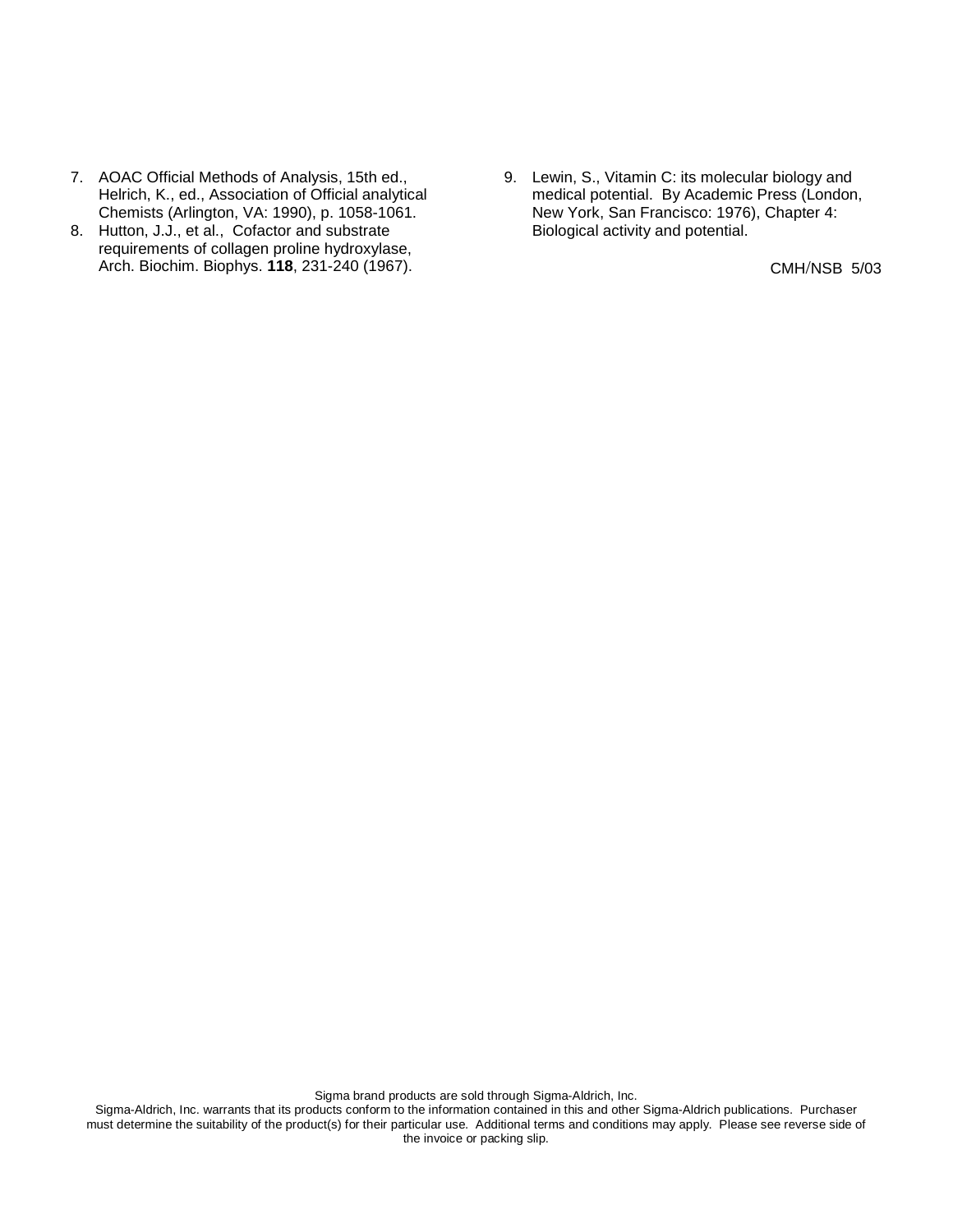7. AOAC Official Methods of Analysis, 15th ed., Helrich, K., ed., Association of Official analytical Chemists (Arlington, VA: 1990), p. 1058-1061.
8. Hutton, J.J., et al., Cofactor and substrate requirements of collagen proline hydroxylase, Arch. Biochim. Biophys. **118**, 231-240 (1967).
9. Lewin, S., Vitamin C: its molecular biology and medical potential. By Academic Press (London, New York, San Francisco: 1976), Chapter 4: Biological activity and potential.

CMH/NSB 5/03

Sigma brand products are sold through Sigma-Aldrich, Inc.
Sigma-Aldrich, Inc. warrants that its products conform to the information contained in this and other Sigma-Aldrich publications. Purchaser must determine the suitability of the product(s) for their particular use. Additional terms and conditions may apply. Please see reverse side of the invoice or packing slip.